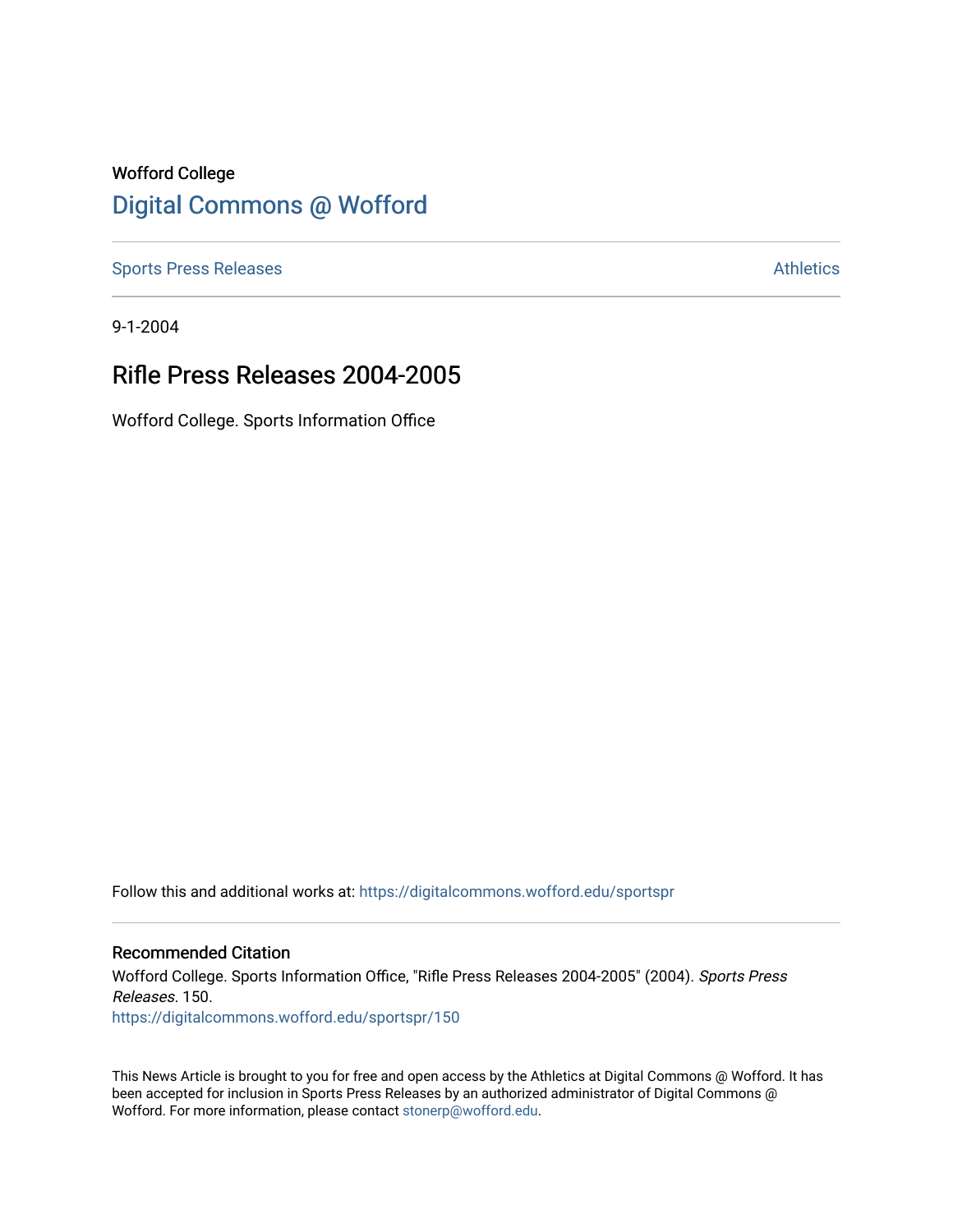Wofford College

# Digital Commons @ Wofford

Sports Press Releases | Athletics

9-1-2004

## Rifle Press Releases 2004-2005

Wofford College. Sports Information Office

Follow this and additional works at: https://digitalcommons.wofford.edu/sportspr

### Recommended Citation

Wofford College. Sports Information Office, "Rifle Press Releases 2004-2005" (2004). *Sports Press Releases*. 150.
https://digitalcommons.wofford.edu/sportspr/150

This News Article is brought to you for free and open access by the Athletics at Digital Commons @ Wofford. It has been accepted for inclusion in Sports Press Releases by an authorized administrator of Digital Commons @ Wofford. For more information, please contact stonerp@wofford.edu.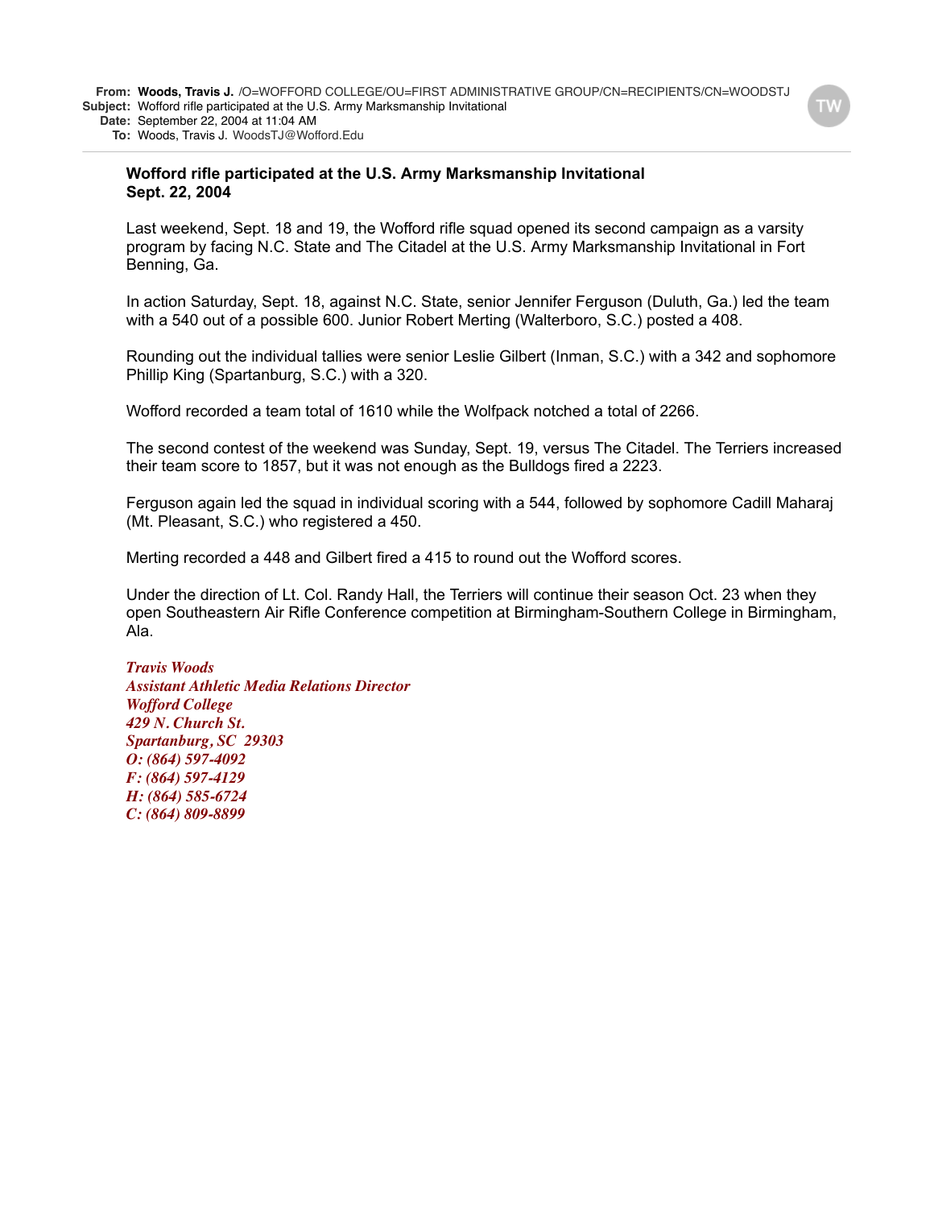**From:** **Woods, Travis J.** /O=WOFFORD COLLEGE/OU=FIRST ADMINISTRATIVE GROUP/CN=RECIPIENTS/CN=WOODSTJ
**Subject:** Wofford rifle participated at the U.S. Army Marksmanship Invitational
**Date:** September 22, 2004 at 11:04 AM
**To:** Woods, Travis J. WoodsTJ@Wofford.Edu

**Wofford rifle participated at the U.S. Army Marksmanship Invitational**
**Sept. 22, 2004**

Last weekend, Sept. 18 and 19, the Wofford rifle squad opened its second campaign as a varsity program by facing N.C. State and The Citadel at the U.S. Army Marksmanship Invitational in Fort Benning, Ga.

In action Saturday, Sept. 18, against N.C. State, senior Jennifer Ferguson (Duluth, Ga.) led the team with a 540 out of a possible 600. Junior Robert Merting (Walterboro, S.C.) posted a 408.

Rounding out the individual tallies were senior Leslie Gilbert (Inman, S.C.) with a 342 and sophomore Phillip King (Spartanburg, S.C.) with a 320.

Wofford recorded a team total of 1610 while the Wolfpack notched a total of 2266.

The second contest of the weekend was Sunday, Sept. 19, versus The Citadel. The Terriers increased their team score to 1857, but it was not enough as the Bulldogs fired a 2223.

Ferguson again led the squad in individual scoring with a 544, followed by sophomore Cadill Maharaj (Mt. Pleasant, S.C.) who registered a 450.

Merting recorded a 448 and Gilbert fired a 415 to round out the Wofford scores.

Under the direction of Lt. Col. Randy Hall, the Terriers will continue their season Oct. 23 when they open Southeastern Air Rifle Conference competition at Birmingham-Southern College in Birmingham, Ala.

*Travis Woods*
*Assistant Athletic Media Relations Director*
*Wofford College*
*429 N. Church St.*
*Spartanburg, SC 29303*
*O: (864) 597-4092*
*F: (864) 597-4129*
*H: (864) 585-6724*
*C: (864) 809-8899*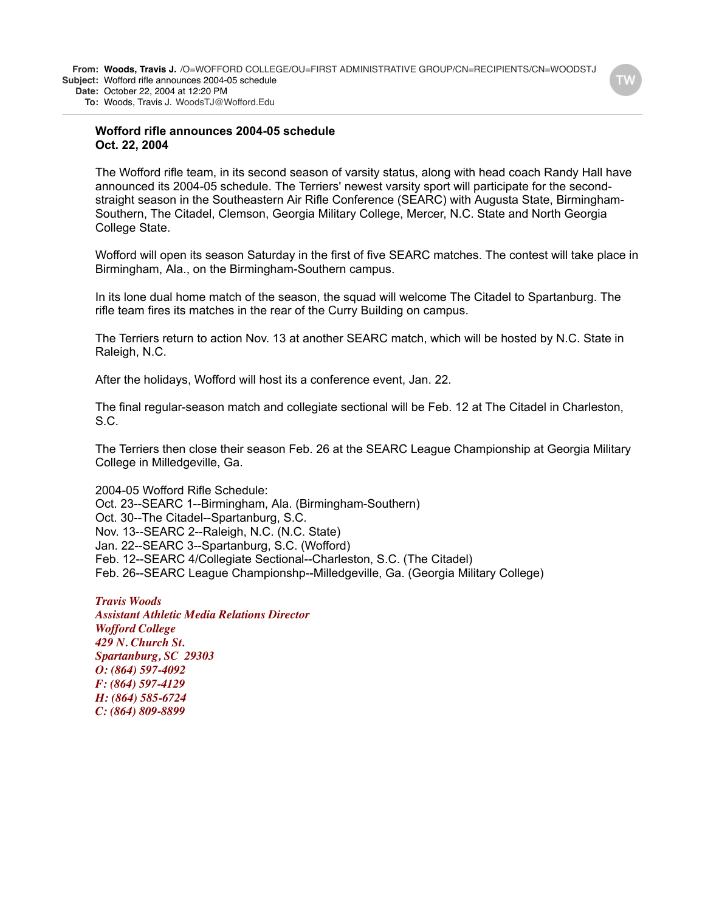**From:** **Woods, Travis J.** /O=WOFFORD COLLEGE/OU=FIRST ADMINISTRATIVE GROUP/CN=RECIPIENTS/CN=WOODSTJ
**Subject:** Wofford rifle announces 2004-05 schedule
**Date:** October 22, 2004 at 12:20 PM
**To:** Woods, Travis J. WoodsTJ@Wofford.Edu

**Wofford rifle announces 2004-05 schedule**
**Oct. 22, 2004**

The Wofford rifle team, in its second season of varsity status, along with head coach Randy Hall have announced its 2004-05 schedule. The Terriers' newest varsity sport will participate for the second-straight season in the Southeastern Air Rifle Conference (SEARC) with Augusta State, Birmingham-Southern, The Citadel, Clemson, Georgia Military College, Mercer, N.C. State and North Georgia College State.

Wofford will open its season Saturday in the first of five SEARC matches. The contest will take place in Birmingham, Ala., on the Birmingham-Southern campus.

In its lone dual home match of the season, the squad will welcome The Citadel to Spartanburg. The rifle team fires its matches in the rear of the Curry Building on campus.

The Terriers return to action Nov. 13 at another SEARC match, which will be hosted by N.C. State in Raleigh, N.C.

After the holidays, Wofford will host its a conference event, Jan. 22.

The final regular-season match and collegiate sectional will be Feb. 12 at The Citadel in Charleston, S.C.

The Terriers then close their season Feb. 26 at the SEARC League Championship at Georgia Military College in Milledgeville, Ga.

2004-05 Wofford Rifle Schedule:
Oct. 23--SEARC 1--Birmingham, Ala. (Birmingham-Southern)
Oct. 30--The Citadel--Spartanburg, S.C.
Nov. 13--SEARC 2--Raleigh, N.C. (N.C. State)
Jan. 22--SEARC 3--Spartanburg, S.C. (Wofford)
Feb. 12--SEARC 4/Collegiate Sectional--Charleston, S.C. (The Citadel)
Feb. 26--SEARC League Championshp--Milledgeville, Ga. (Georgia Military College)

*Travis Woods*
*Assistant Athletic Media Relations Director*
*Wofford College*
*429 N. Church St.*
*Spartanburg, SC 29303*
*O: (864) 597-4092*
*F: (864) 597-4129*
*H: (864) 585-6724*
*C: (864) 809-8899*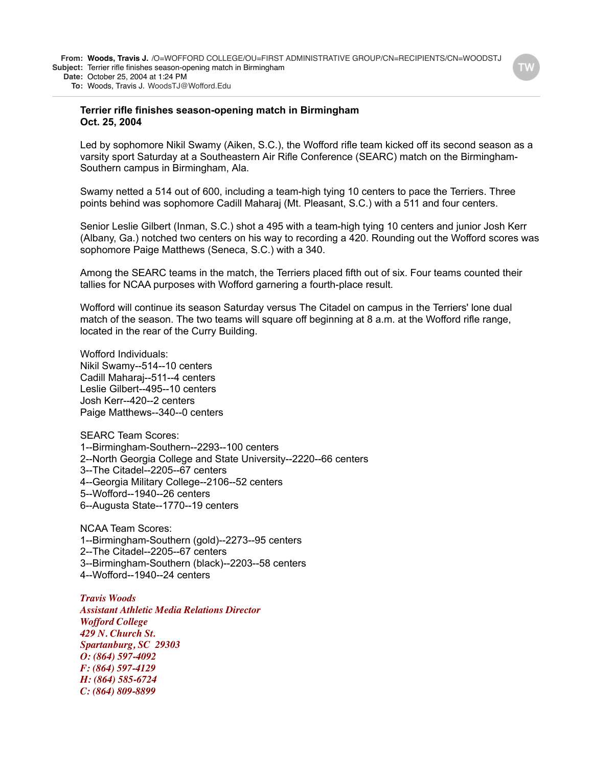**From:** **Woods, Travis J.** /O=WOFFORD COLLEGE/OU=FIRST ADMINISTRATIVE GROUP/CN=RECIPIENTS/CN=WOODSTJ
**Subject:** Terrier rifle finishes season-opening match in Birmingham
**Date:** October 25, 2004 at 1:24 PM
**To:** Woods, Travis J. WoodsTJ@Wofford.Edu

**Terrier rifle finishes season-opening match in Birmingham**
**Oct. 25, 2004**

Led by sophomore Nikil Swamy (Aiken, S.C.), the Wofford rifle team kicked off its second season as a varsity sport Saturday at a Southeastern Air Rifle Conference (SEARC) match on the Birmingham-Southern campus in Birmingham, Ala.

Swamy netted a 514 out of 600, including a team-high tying 10 centers to pace the Terriers. Three points behind was sophomore Cadill Maharaj (Mt. Pleasant, S.C.) with a 511 and four centers.

Senior Leslie Gilbert (Inman, S.C.) shot a 495 with a team-high tying 10 centers and junior Josh Kerr (Albany, Ga.) notched two centers on his way to recording a 420. Rounding out the Wofford scores was sophomore Paige Matthews (Seneca, S.C.) with a 340.

Among the SEARC teams in the match, the Terriers placed fifth out of six. Four teams counted their tallies for NCAA purposes with Wofford garnering a fourth-place result.

Wofford will continue its season Saturday versus The Citadel on campus in the Terriers' lone dual match of the season. The two teams will square off beginning at 8 a.m. at the Wofford rifle range, located in the rear of the Curry Building.

Wofford Individuals:
Nikil Swamy--514--10 centers
Cadill Maharaj--511--4 centers
Leslie Gilbert--495--10 centers
Josh Kerr--420--2 centers
Paige Matthews--340--0 centers

SEARC Team Scores:
1--Birmingham-Southern--2293--100 centers
2--North Georgia College and State University--2220--66 centers
3--The Citadel--2205--67 centers
4--Georgia Military College--2106--52 centers
5--Wofford--1940--26 centers
6--Augusta State--1770--19 centers

NCAA Team Scores:
1--Birmingham-Southern (gold)--2273--95 centers
2--The Citadel--2205--67 centers
3--Birmingham-Southern (black)--2203--58 centers
4--Wofford--1940--24 centers

*Travis Woods*
*Assistant Athletic Media Relations Director*
*Wofford College*
*429 N. Church St.*
*Spartanburg, SC 29303*
*O: (864) 597-4092*
*F: (864) 597-4129*
*H: (864) 585-6724*
*C: (864) 809-8899*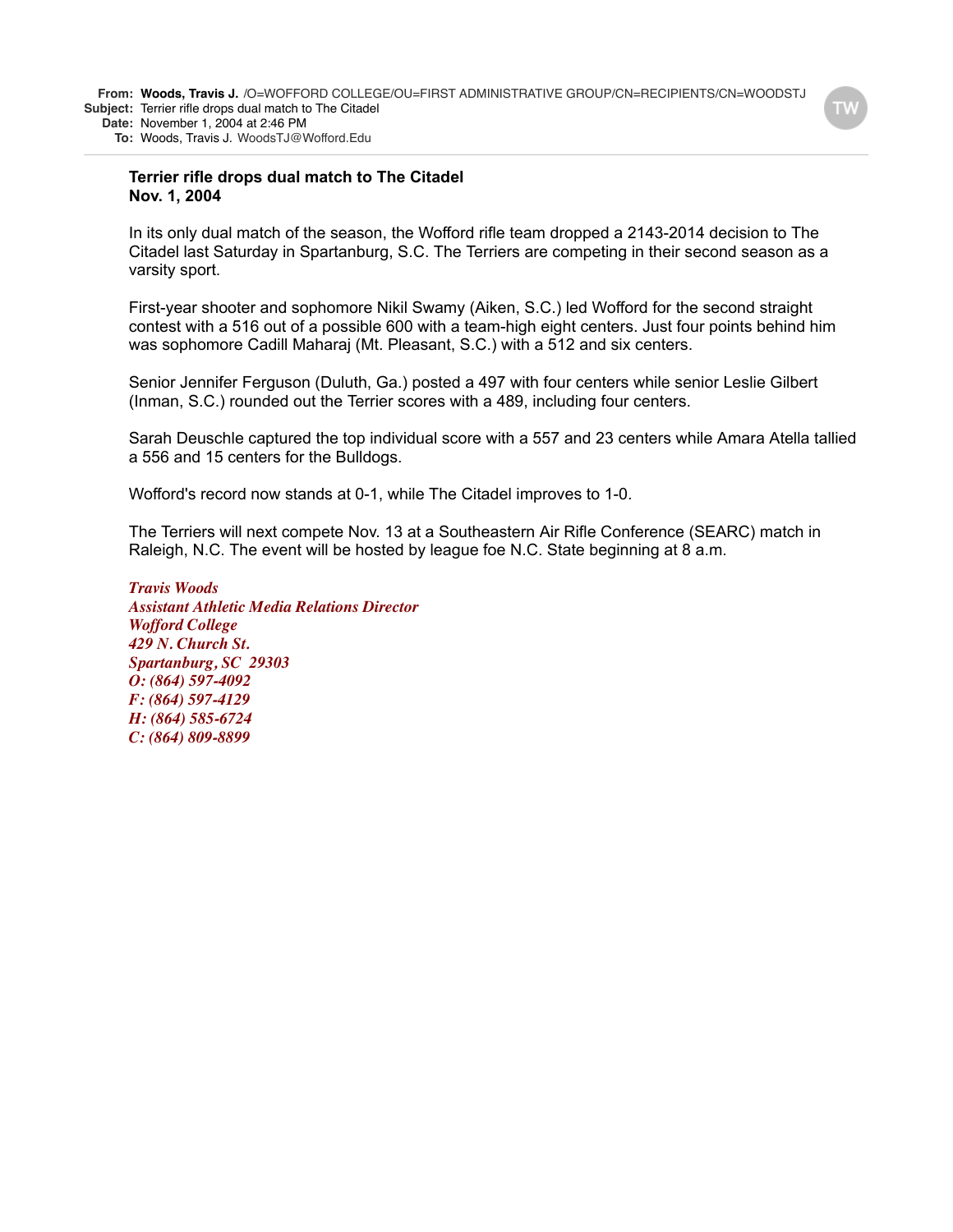**From:** **Woods, Travis J.** /O=WOFFORD COLLEGE/OU=FIRST ADMINISTRATIVE GROUP/CN=RECIPIENTS/CN=WOODSTJ
**Subject:** Terrier rifle drops dual match to The Citadel
**Date:** November 1, 2004 at 2:46 PM
**To:** Woods, Travis J. WoodsTJ@Wofford.Edu

**Terrier rifle drops dual match to The Citadel**
**Nov. 1, 2004**

In its only dual match of the season, the Wofford rifle team dropped a 2143-2014 decision to The Citadel last Saturday in Spartanburg, S.C. The Terriers are competing in their second season as a varsity sport.

First-year shooter and sophomore Nikil Swamy (Aiken, S.C.) led Wofford for the second straight contest with a 516 out of a possible 600 with a team-high eight centers. Just four points behind him was sophomore Cadill Maharaj (Mt. Pleasant, S.C.) with a 512 and six centers.

Senior Jennifer Ferguson (Duluth, Ga.) posted a 497 with four centers while senior Leslie Gilbert (Inman, S.C.) rounded out the Terrier scores with a 489, including four centers.

Sarah Deuschle captured the top individual score with a 557 and 23 centers while Amara Atella tallied a 556 and 15 centers for the Bulldogs.

Wofford's record now stands at 0-1, while The Citadel improves to 1-0.

The Terriers will next compete Nov. 13 at a Southeastern Air Rifle Conference (SEARC) match in Raleigh, N.C. The event will be hosted by league foe N.C. State beginning at 8 a.m.

*Travis Woods*
*Assistant Athletic Media Relations Director*
*Wofford College*
*429 N. Church St.*
*Spartanburg, SC 29303*
*O: (864) 597-4092*
*F: (864) 597-4129*
*H: (864) 585-6724*
*C: (864) 809-8899*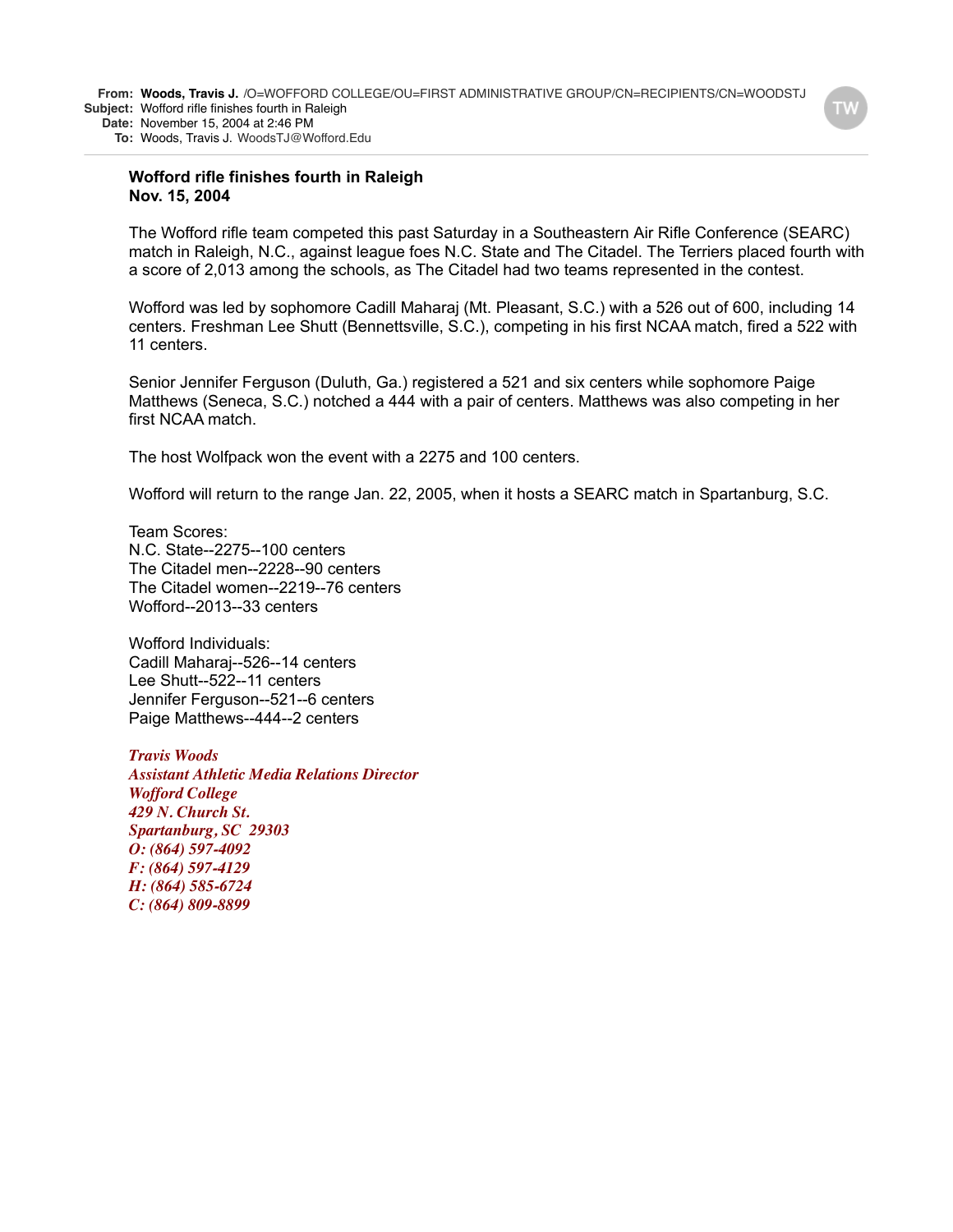**From:** **Woods, Travis J.** /O=WOFFORD COLLEGE/OU=FIRST ADMINISTRATIVE GROUP/CN=RECIPIENTS/CN=WOODSTJ
**Subject:** Wofford rifle finishes fourth in Raleigh
**Date:** November 15, 2004 at 2:46 PM
**To:** Woods, Travis J. WoodsTJ@Wofford.Edu

**Wofford rifle finishes fourth in Raleigh**
**Nov. 15, 2004**

The Wofford rifle team competed this past Saturday in a Southeastern Air Rifle Conference (SEARC) match in Raleigh, N.C., against league foes N.C. State and The Citadel. The Terriers placed fourth with a score of 2,013 among the schools, as The Citadel had two teams represented in the contest.

Wofford was led by sophomore Cadill Maharaj (Mt. Pleasant, S.C.) with a 526 out of 600, including 14 centers. Freshman Lee Shutt (Bennettsville, S.C.), competing in his first NCAA match, fired a 522 with 11 centers.

Senior Jennifer Ferguson (Duluth, Ga.) registered a 521 and six centers while sophomore Paige Matthews (Seneca, S.C.) notched a 444 with a pair of centers. Matthews was also competing in her first NCAA match.

The host Wolfpack won the event with a 2275 and 100 centers.

Wofford will return to the range Jan. 22, 2005, when it hosts a SEARC match in Spartanburg, S.C.

Team Scores:
N.C. State--2275--100 centers
The Citadel men--2228--90 centers
The Citadel women--2219--76 centers
Wofford--2013--33 centers

Wofford Individuals:
Cadill Maharaj--526--14 centers
Lee Shutt--522--11 centers
Jennifer Ferguson--521--6 centers
Paige Matthews--444--2 centers

*Travis Woods*
*Assistant Athletic Media Relations Director*
*Wofford College*
*429 N. Church St.*
*Spartanburg, SC 29303*
*O: (864) 597-4092*
*F: (864) 597-4129*
*H: (864) 585-6724*
*C: (864) 809-8899*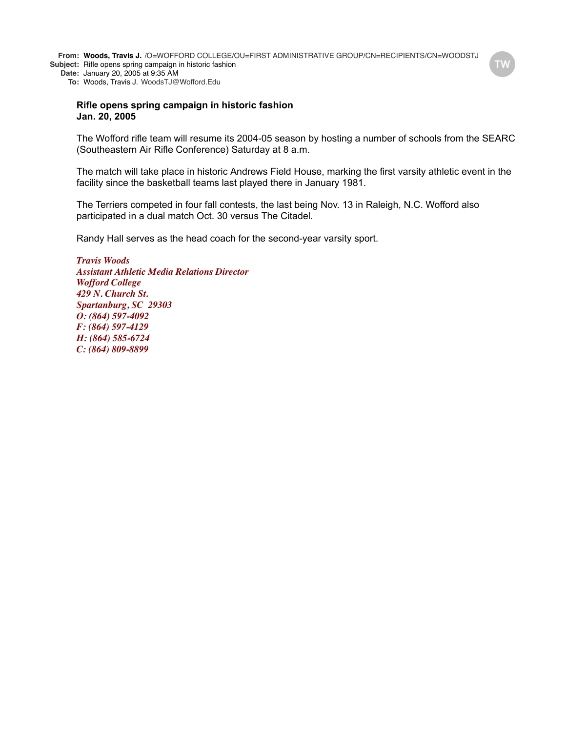**From:** **Woods, Travis J.** /O=WOFFORD COLLEGE/OU=FIRST ADMINISTRATIVE GROUP/CN=RECIPIENTS/CN=WOODSTJ
**Subject:** Rifle opens spring campaign in historic fashion
**Date:** January 20, 2005 at 9:35 AM
**To:** Woods, Travis J. WoodsTJ@Wofford.Edu

---

**Rifle opens spring campaign in historic fashion**
**Jan. 20, 2005**

The Wofford rifle team will resume its 2004-05 season by hosting a number of schools from the SEARC (Southeastern Air Rifle Conference) Saturday at 8 a.m.

The match will take place in historic Andrews Field House, marking the first varsity athletic event in the facility since the basketball teams last played there in January 1981.

The Terriers competed in four fall contests, the last being Nov. 13 in Raleigh, N.C. Wofford also participated in a dual match Oct. 30 versus The Citadel.

Randy Hall serves as the head coach for the second-year varsity sport.

*Travis Woods*
*Assistant Athletic Media Relations Director*
*Wofford College*
*429 N. Church St.*
*Spartanburg, SC 29303*
*O: (864) 597-4092*
*F: (864) 597-4129*
*H: (864) 585-6724*
*C: (864) 809-8899*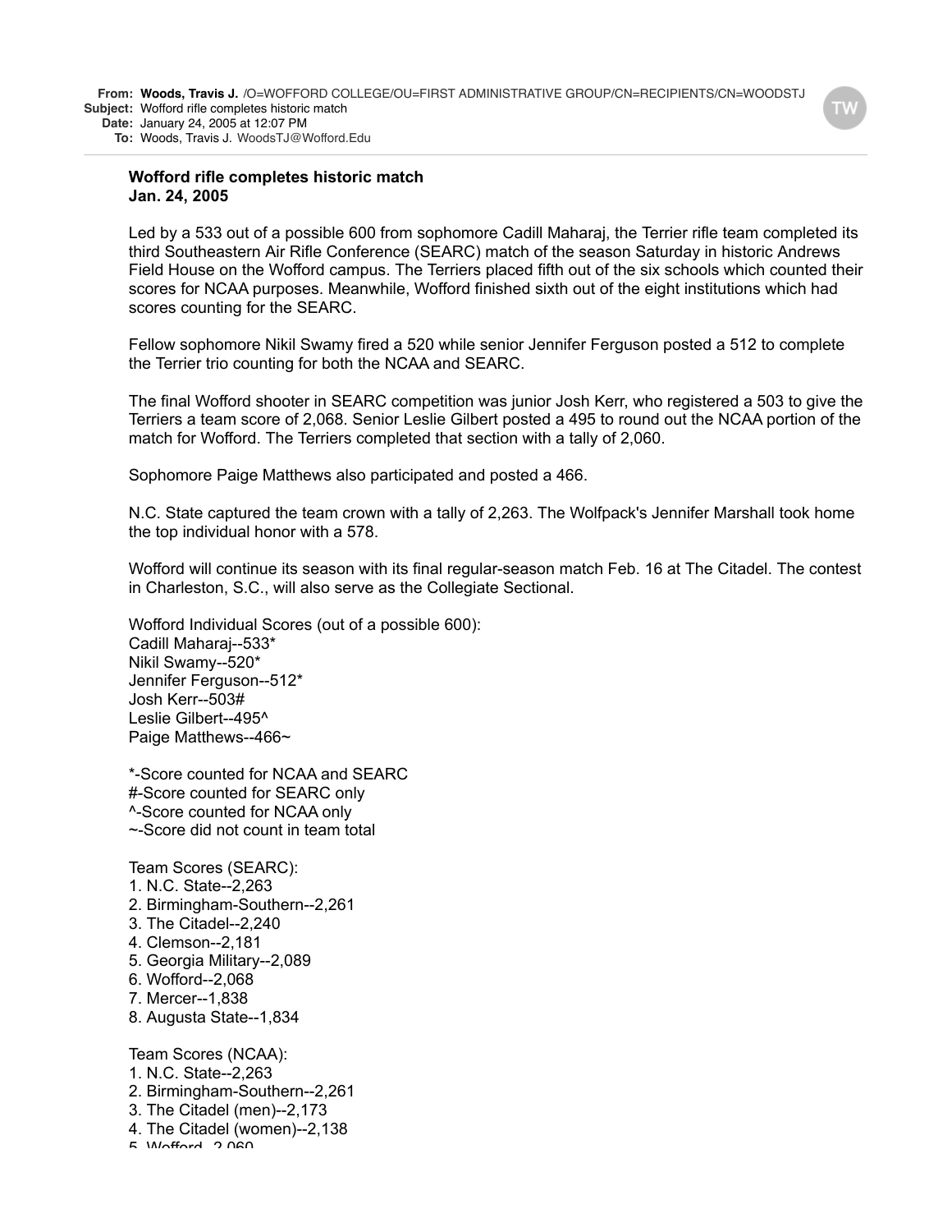**From:** **Woods, Travis J.** /O=WOFFORD COLLEGE/OU=FIRST ADMINISTRATIVE GROUP/CN=RECIPIENTS/CN=WOODSTJ
**Subject:** Wofford rifle completes historic match
**Date:** January 24, 2005 at 12:07 PM
**To:** Woods, Travis J. WoodsTJ@Wofford.Edu

**Wofford rifle completes historic match**
**Jan. 24, 2005**

Led by a 533 out of a possible 600 from sophomore Cadill Maharaj, the Terrier rifle team completed its third Southeastern Air Rifle Conference (SEARC) match of the season Saturday in historic Andrews Field House on the Wofford campus. The Terriers placed fifth out of the six schools which counted their scores for NCAA purposes. Meanwhile, Wofford finished sixth out of the eight institutions which had scores counting for the SEARC.

Fellow sophomore Nikil Swamy fired a 520 while senior Jennifer Ferguson posted a 512 to complete the Terrier trio counting for both the NCAA and SEARC.

The final Wofford shooter in SEARC competition was junior Josh Kerr, who registered a 503 to give the Terriers a team score of 2,068. Senior Leslie Gilbert posted a 495 to round out the NCAA portion of the match for Wofford. The Terriers completed that section with a tally of 2,060.

Sophomore Paige Matthews also participated and posted a 466.

N.C. State captured the team crown with a tally of 2,263. The Wolfpack's Jennifer Marshall took home the top individual honor with a 578.

Wofford will continue its season with its final regular-season match Feb. 16 at The Citadel. The contest in Charleston, S.C., will also serve as the Collegiate Sectional.

Wofford Individual Scores (out of a possible 600):
Cadill Maharaj--533*
Nikil Swamy--520*
Jennifer Ferguson--512*
Josh Kerr--503#
Leslie Gilbert--495^
Paige Matthews--466~

*-Score counted for NCAA and SEARC
#-Score counted for SEARC only
^-Score counted for NCAA only
~-Score did not count in team total

Team Scores (SEARC):
1. N.C. State--2,263
2. Birmingham-Southern--2,261
3. The Citadel--2,240
4. Clemson--2,181
5. Georgia Military--2,089
6. Wofford--2,068
7. Mercer--1,838
8. Augusta State--1,834

Team Scores (NCAA):
1. N.C. State--2,263
2. Birmingham-Southern--2,261
3. The Citadel (men)--2,173
4. The Citadel (women)--2,138
5. Wofford--2,060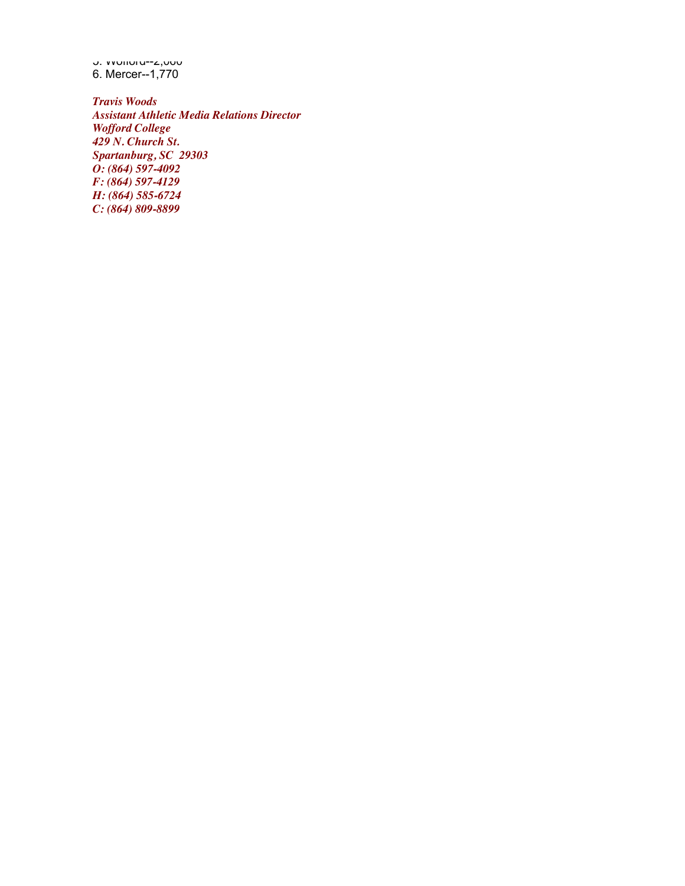5. Wofford--2,000
6. Mercer--1,770

*Travis Woods*
*Assistant Athletic Media Relations Director*
*Wofford College*
*429 N. Church St.*
*Spartanburg, SC 29303*
*O: (864) 597-4092*
*F: (864) 597-4129*
*H: (864) 585-6724*
*C: (864) 809-8899*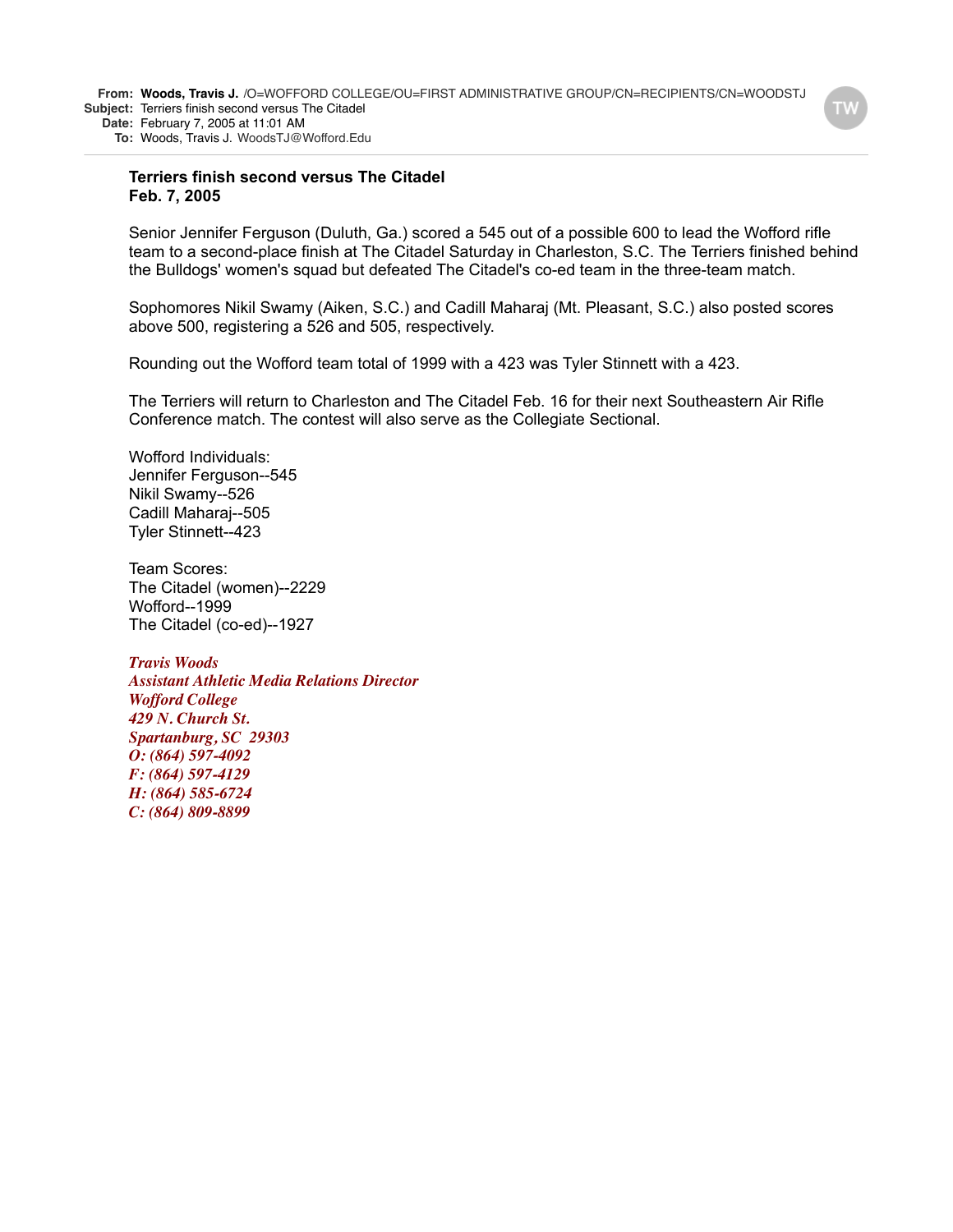**From:** **Woods, Travis J.** /O=WOFFORD COLLEGE/OU=FIRST ADMINISTRATIVE GROUP/CN=RECIPIENTS/CN=WOODSTJ
**Subject:** Terriers finish second versus The Citadel
**Date:** February 7, 2005 at 11:01 AM
**To:** Woods, Travis J. WoodsTJ@Wofford.Edu

**Terriers finish second versus The Citadel**
**Feb. 7, 2005**

Senior Jennifer Ferguson (Duluth, Ga.) scored a 545 out of a possible 600 to lead the Wofford rifle team to a second-place finish at The Citadel Saturday in Charleston, S.C. The Terriers finished behind the Bulldogs' women's squad but defeated The Citadel's co-ed team in the three-team match.

Sophomores Nikil Swamy (Aiken, S.C.) and Cadill Maharaj (Mt. Pleasant, S.C.) also posted scores above 500, registering a 526 and 505, respectively.

Rounding out the Wofford team total of 1999 with a 423 was Tyler Stinnett with a 423.

The Terriers will return to Charleston and The Citadel Feb. 16 for their next Southeastern Air Rifle Conference match. The contest will also serve as the Collegiate Sectional.

Wofford Individuals:
Jennifer Ferguson--545
Nikil Swamy--526
Cadill Maharaj--505
Tyler Stinnett--423

Team Scores:
The Citadel (women)--2229
Wofford--1999
The Citadel (co-ed)--1927

*Travis Woods*
*Assistant Athletic Media Relations Director*
*Wofford College*
*429 N. Church St.*
*Spartanburg, SC 29303*
*O: (864) 597-4092*
*F: (864) 597-4129*
*H: (864) 585-6724*
*C: (864) 809-8899*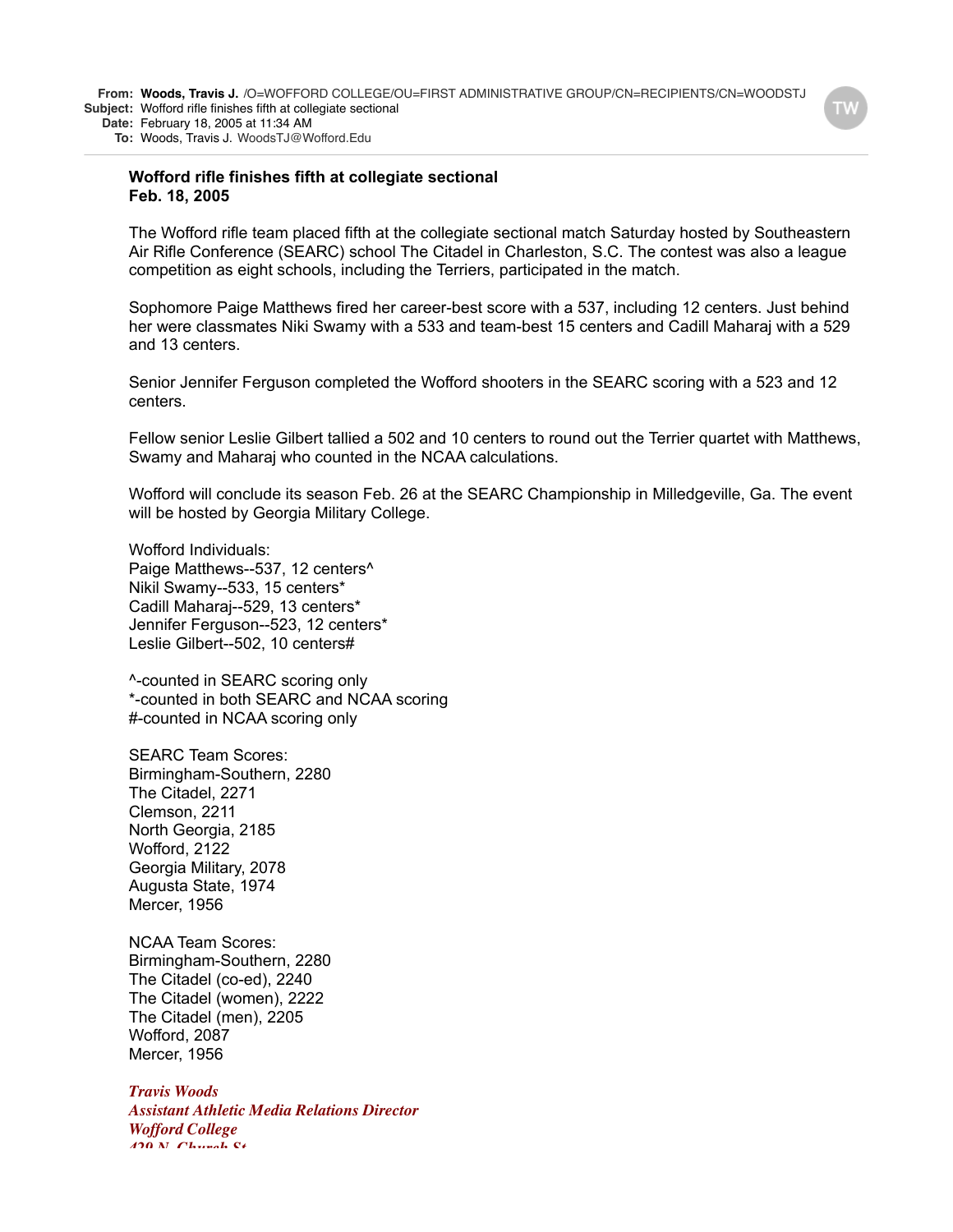**From:** **Woods, Travis J.** /O=WOFFORD COLLEGE/OU=FIRST ADMINISTRATIVE GROUP/CN=RECIPIENTS/CN=WOODSTJ
**Subject:** Wofford rifle finishes fifth at collegiate sectional
**Date:** February 18, 2005 at 11:34 AM
**To:** Woods, Travis J. WoodsTJ@Wofford.Edu

**Wofford rifle finishes fifth at collegiate sectional**
**Feb. 18, 2005**

The Wofford rifle team placed fifth at the collegiate sectional match Saturday hosted by Southeastern Air Rifle Conference (SEARC) school The Citadel in Charleston, S.C. The contest was also a league competition as eight schools, including the Terriers, participated in the match.

Sophomore Paige Matthews fired her career-best score with a 537, including 12 centers. Just behind her were classmates Niki Swamy with a 533 and team-best 15 centers and Cadill Maharaj with a 529 and 13 centers.

Senior Jennifer Ferguson completed the Wofford shooters in the SEARC scoring with a 523 and 12 centers.

Fellow senior Leslie Gilbert tallied a 502 and 10 centers to round out the Terrier quartet with Matthews, Swamy and Maharaj who counted in the NCAA calculations.

Wofford will conclude its season Feb. 26 at the SEARC Championship in Milledgeville, Ga. The event will be hosted by Georgia Military College.

Wofford Individuals:
Paige Matthews--537, 12 centers^
Nikil Swamy--533, 15 centers*
Cadill Maharaj--529, 13 centers*
Jennifer Ferguson--523, 12 centers*
Leslie Gilbert--502, 10 centers#

^-counted in SEARC scoring only
*-counted in both SEARC and NCAA scoring
#-counted in NCAA scoring only

SEARC Team Scores:
Birmingham-Southern, 2280
The Citadel, 2271
Clemson, 2211
North Georgia, 2185
Wofford, 2122
Georgia Military, 2078
Augusta State, 1974
Mercer, 1956

NCAA Team Scores:
Birmingham-Southern, 2280
The Citadel (co-ed), 2240
The Citadel (women), 2222
The Citadel (men), 2205
Wofford, 2087
Mercer, 1956

*Travis Woods*
*Assistant Athletic Media Relations Director*
*Wofford College*
*429 N. Church St*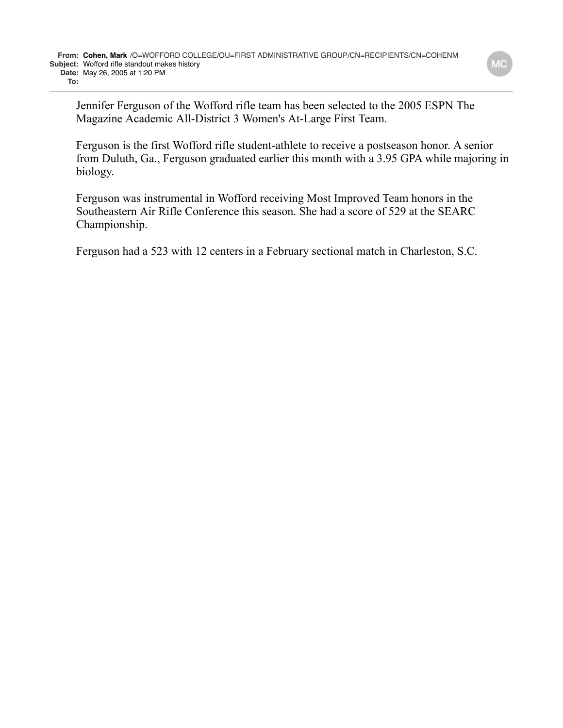**From:** **Cohen, Mark** /O=WOFFORD COLLEGE/OU=FIRST ADMINISTRATIVE GROUP/CN=RECIPIENTS/CN=COHENM
**Subject:** Wofford rifle standout makes history
**Date:** May 26, 2005 at 1:20 PM
**To:**

Jennifer Ferguson of the Wofford rifle team has been selected to the 2005 ESPN The Magazine Academic All-District 3 Women's At-Large First Team.

Ferguson is the first Wofford rifle student-athlete to receive a postseason honor. A senior from Duluth, Ga., Ferguson graduated earlier this month with a 3.95 GPA while majoring in biology.

Ferguson was instrumental in Wofford receiving Most Improved Team honors in the Southeastern Air Rifle Conference this season. She had a score of 529 at the SEARC Championship.

Ferguson had a 523 with 12 centers in a February sectional match in Charleston, S.C.